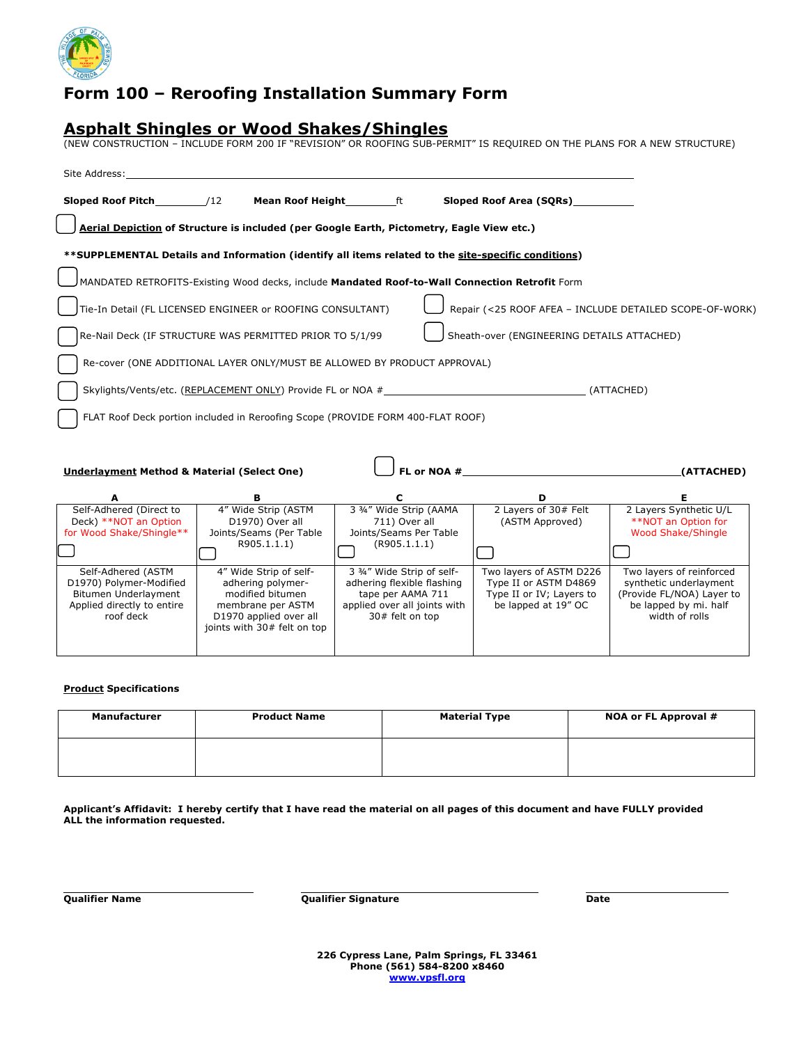# Form 100 – Reroofing Installation Summary Form

## Asphalt Shingles or Wood Shakes/Shingles

(NEW CONSTRUCTION – INCLUDE FORM 200 IF "REVISION" OR ROOFING SUB-PERMIT" IS REQUIRED ON THE PLANS FOR A NEW STRUCTURE)

Site Address: ____________________________________________

**Sloped Roof Pitch** ________/12 **Mean Roof Height** ________ft **Sloped Roof Area (SQRs)** __________

☐ **Aerial Depiction of Structure is included (per Google Earth, Pictometry, Eagle View etc.)**

**\*\*SUPPLEMENTAL Details and Information (identify all items related to the site-specific conditions)**

☐ MANDATED RETROFITS-Existing Wood decks, include **Mandated Roof-to-Wall Connection Retrofit** Form

☐ Tie-In Detail (FL LICENSED ENGINEER or ROOFING CONSULTANT)

☐ Repair (<25 ROOF AFEA – INCLUDE DETAILED SCOPE-OF-WORK)

☐ Re-Nail Deck (IF STRUCTURE WAS PERMITTED PRIOR TO 5/1/99

☐ Sheath-over (ENGINEERING DETAILS ATTACHED)

☐ Re-cover (ONE ADDITIONAL LAYER ONLY/MUST BE ALLOWED BY PRODUCT APPROVAL)

☐ Skylights/Vents/etc. (REPLACEMENT ONLY) Provide FL or NOA # ______________________________ (ATTACHED)

☐ FLAT Roof Deck portion included in Reroofing Scope (PROVIDE FORM 400-FLAT ROOF)

**Underlayment Method & Material (Select One)** ☐ **FL or NOA #** ______________________________ **(ATTACHED)**

| A | B | C | D | E |
|---|---|---|---|---|
| Self-Adhered (Direct to Deck) \*\*NOT an Option for Wood Shake/Shingle\*\* ☐ | 4" Wide Strip (ASTM D1970) Over all Joints/Seams (Per Table R905.1.1.1) ☐ | 3 ¾" Wide Strip (AAMA 711) Over all Joints/Seams Per Table (R905.1.1.1) ☐ | 2 Layers of 30# Felt (ASTM Approved) ☐ | 2 Layers Synthetic U/L \*\*NOT an Option for Wood Shake/Shingle ☐ |
| Self-Adhered (ASTM D1970) Polymer-Modified Bitumen Underlayment Applied directly to entire roof deck | 4" Wide Strip of self-adhering polymer-modified bitumen membrane per ASTM D1970 applied over all joints with 30# felt on top | 3 ¾" Wide Strip of self-adhering flexible flashing tape per AAMA 711 applied over all joints with 30# felt on top | Two layers of ASTM D226 Type II or ASTM D4869 Type II or IV; Layers to be lapped at 19" OC | Two layers of reinforced synthetic underlayment (Provide FL/NOA) Layer to be lapped by mi. half width of rolls |

**Product Specifications**

| Manufacturer | Product Name | Material Type | NOA or FL Approval # |
|---|---|---|---|
| | | | |

**Applicant's Affidavit: I hereby certify that I have read the material on all pages of this document and have FULLY provided ALL the information requested.**

**Qualifier Name** ____________________ **Qualifier Signature** ____________________ **Date** ____________________

**226 Cypress Lane, Palm Springs, FL 33461**
**Phone (561) 584-8200 x8460**
**www.vpsfl.org**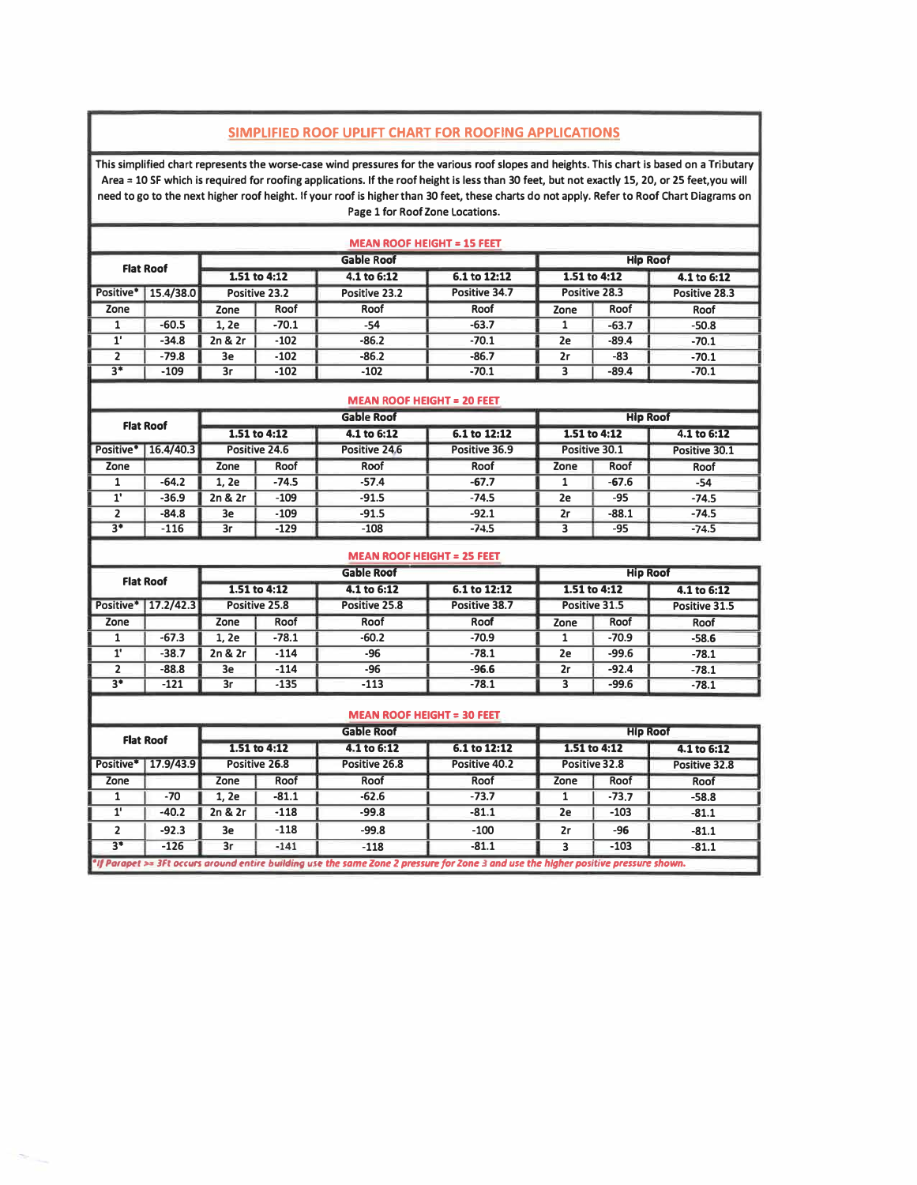## SIMPLIFIED ROOF UPLIFT CHART FOR ROOFING APPLICATIONS

This simplified chart represents the worse-case wind pressures for the various roof slopes and heights. This chart is based on a Tributary Area = 10 SF which is required for roofing applications. If the roof height is less than 30 feet, but not exactly 15, 20, or 25 feet,you will need to go to the next higher roof height. If your roof is higher than 30 feet, these charts do not apply. Refer to Roof Chart Diagrams on Page 1 for Roof Zone Locations.

### MEAN ROOF HEIGHT = 15 FEET

| Flat Roof | | Gable Roof | | | | Hip Roof | | |
|---|---|---|---|---|---|---|---|---|
| | | 1.51 to 4:12 | | 4.1 to 6:12 | 6.1 to 12:12 | 1.51 to 4:12 | | 4.1 to 6:12 |
| Positive* | 15.4/38.0 | Positive 23.2 | | Positive 23.2 | Positive 34.7 | Positive 28.3 | | Positive 28.3 |
| Zone | | Zone | Roof | Roof | Roof | Zone | Roof | Roof |
| 1 | -60.5 | 1, 2e | -70.1 | -54 | -63.7 | 1 | -63.7 | -50.8 |
| 1' | -34.8 | 2n & 2r | -102 | -86.2 | -70.1 | 2e | -89.4 | -70.1 |
| 2 | -79.8 | 3e | -102 | -86.2 | -86.7 | 2r | -83 | -70.1 |
| 3* | -109 | 3r | -102 | -102 | -70.1 | 3 | -89.4 | -70.1 |

### MEAN ROOF HEIGHT = 20 FEET

| Flat Roof | | Gable Roof | | | | Hip Roof | | |
|---|---|---|---|---|---|---|---|---|
| | | 1.51 to 4:12 | | 4.1 to 6:12 | 6.1 to 12:12 | 1.51 to 4:12 | | 4.1 to 6:12 |
| Positive* | 16.4/40.3 | Positive 24.6 | | Positive 24.6 | Positive 36.9 | Positive 30.1 | | Positive 30.1 |
| Zone | | Zone | Roof | Roof | Roof | Zone | Roof | Roof |
| 1 | -64.2 | 1, 2e | -74.5 | -57.4 | -67.7 | 1 | -67.6 | -54 |
| 1' | -36.9 | 2n & 2r | -109 | -91.5 | -74.5 | 2e | -95 | -74.5 |
| 2 | -84.8 | 3e | -109 | -91.5 | -92.1 | 2r | -88.1 | -74.5 |
| 3* | -116 | 3r | -129 | -108 | -74.5 | 3 | -95 | -74.5 |

### MEAN ROOF HEIGHT = 25 FEET

| Flat Roof | | Gable Roof | | | | Hip Roof | | |
|---|---|---|---|---|---|---|---|---|
| | | 1.51 to 4:12 | | 4.1 to 6:12 | 6.1 to 12:12 | 1.51 to 4:12 | | 4.1 to 6:12 |
| Positive* | 17.2/42.3 | Positive 25.8 | | Positive 25.8 | Positive 38.7 | Positive 31.5 | | Positive 31.5 |
| Zone | | Zone | Roof | Roof | Roof | Zone | Roof | Roof |
| 1 | -67.3 | 1, 2e | -78.1 | -60.2 | -70.9 | 1 | -70.9 | -58.6 |
| 1' | -38.7 | 2n & 2r | -114 | -96 | -78.1 | 2e | -99.6 | -78.1 |
| 2 | -88.8 | 3e | -114 | -96 | -96.6 | 2r | -92.4 | -78.1 |
| 3* | -121 | 3r | -135 | -113 | -78.1 | 3 | -99.6 | -78.1 |

### MEAN ROOF HEIGHT = 30 FEET

| Flat Roof | | Gable Roof | | | | Hip Roof | | |
|---|---|---|---|---|---|---|---|---|
| | | 1.51 to 4:12 | | 4.1 to 6:12 | 6.1 to 12:12 | 1.51 to 4:12 | | 4.1 to 6:12 |
| Positive* | 17.9/43.9 | Positive 26.8 | | Positive 26.8 | Positive 40.2 | Positive 32.8 | | Positive 32.8 |
| Zone | | Zone | Roof | Roof | Roof | Zone | Roof | Roof |
| 1 | -70 | 1, 2e | -81.1 | -62.6 | -73.7 | 1 | -73.7 | -58.8 |
| 1' | -40.2 | 2n & 2r | -118 | -99.8 | -81.1 | 2e | -103 | -81.1 |
| 2 | -92.3 | 3e | -118 | -99.8 | -100 | 2r | -96 | -81.1 |
| 3* | -126 | 3r | -141 | -118 | -81.1 | 3 | -103 | -81.1 |

*If Parapet >= 3Ft occurs around entire building use the same Zone 2 pressure for Zone 3 and use the higher positive pressure shown.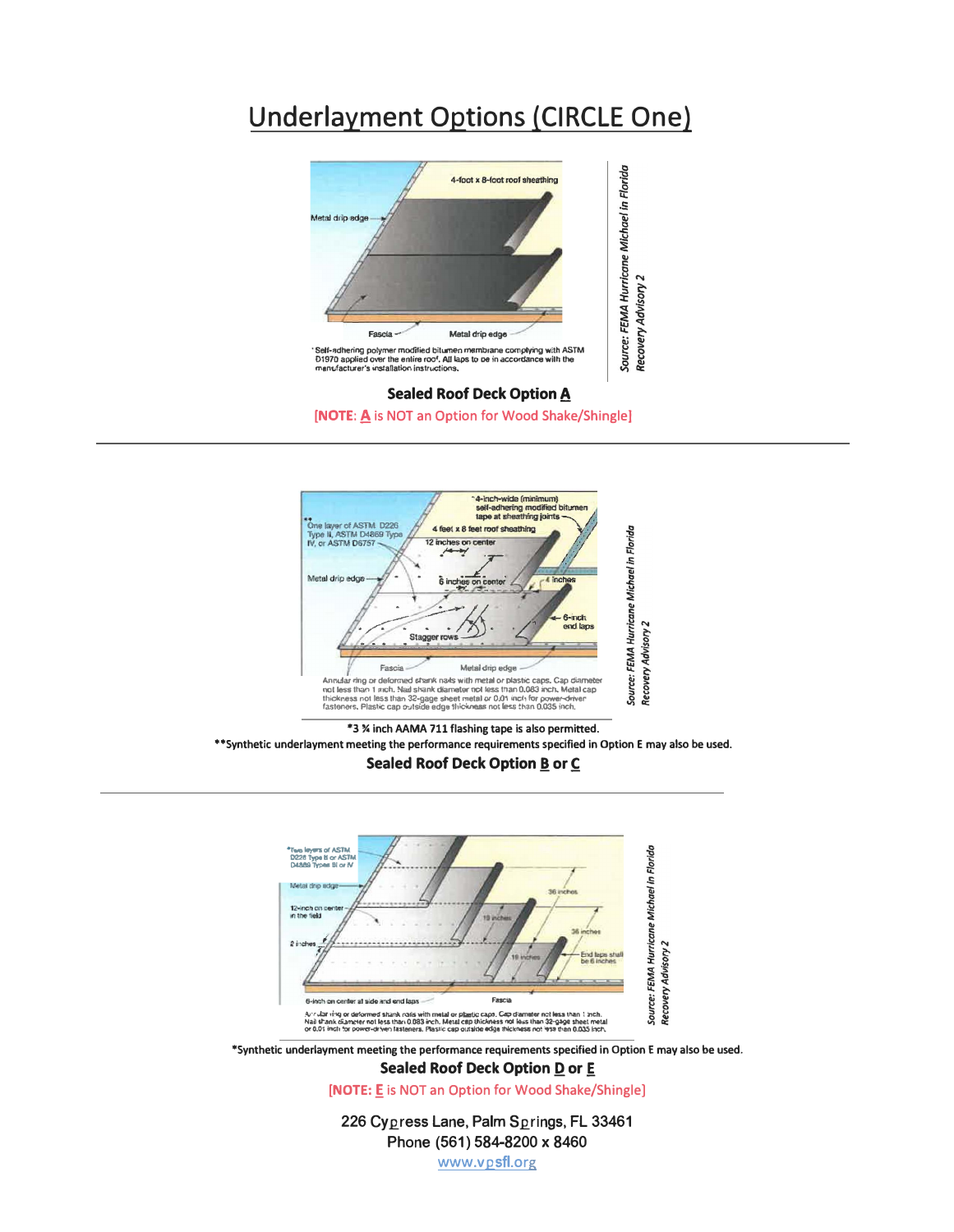# Underlayment Options (CIRCLE One)

4-foot x 8-foot roof sheathing

Metal drip edge

Fascia

Metal drip edge

*Self-adhering polymer modified bitumen membrane complying with ASTM D1970 applied over the entire roof. All laps to be in accordance with the manufacturer's installation instructions.

*Source: FEMA Hurricane Michael in Florida Recovery Advisory 2*

**Sealed Roof Deck Option A**

[NOTE: A is NOT an Option for Wood Shake/Shingle]

---

*4-inch-wide (minimum) self-adhering modified bitumen tape at sheathing joints

**One layer of ASTM D226 Type II, ASTM D4869 Type IV, or ASTM D6757

4 feet x 8 feet roof sheathing

12 inches on center

Metal drip edge

6 inches on center

4 inches

6-inch end laps

Stagger rows

Fascia

Metal drip edge

Annular ring or deformed shank nails with metal or plastic caps. Cap diameter not less than 1 inch. Nail shank diameter not less than 0.083 inch. Metal cap thickness not less than 32-gage sheet metal or 0.01 inch for power-driven fasteners. Plastic cap outside edge thickness not less than 0.035 inch.

*Source: FEMA Hurricane Michael in Florida Recovery Advisory 2*

*3 ¾ inch AAMA 711 flashing tape is also permitted.

**Synthetic underlayment meeting the performance requirements specified in Option E may also be used.

**Sealed Roof Deck Option B or C**

---

*Two layers of ASTM D226 Type II or ASTM D4869 Types III or IV

Metal drip edge

12-inch on center in the field

2 inches

36 inches

19 inches

36 inches

19 inches

End laps shall be 6 inches

6-inch on center at side and end laps

Fascia

Annular ring or deformed shank nails with metal or plastic caps. Cap diameter not less than 1 inch. Nail shank diameter not less than 0.083 inch. Metal cap thickness not less than 32-gage sheet metal or 0.01 inch for power-driven fasteners. Plastic cap outside edge thickness not less than 0.035 inch.

*Source: FEMA Hurricane Michael in Florida Recovery Advisory 2*

*Synthetic underlayment meeting the performance requirements specified in Option E may also be used.

**Sealed Roof Deck Option D or E**

[NOTE: E is NOT an Option for Wood Shake/Shingle]

226 Cypress Lane, Palm Springs, FL 33461
Phone (561) 584-8200 x 8460
www.vpsfl.org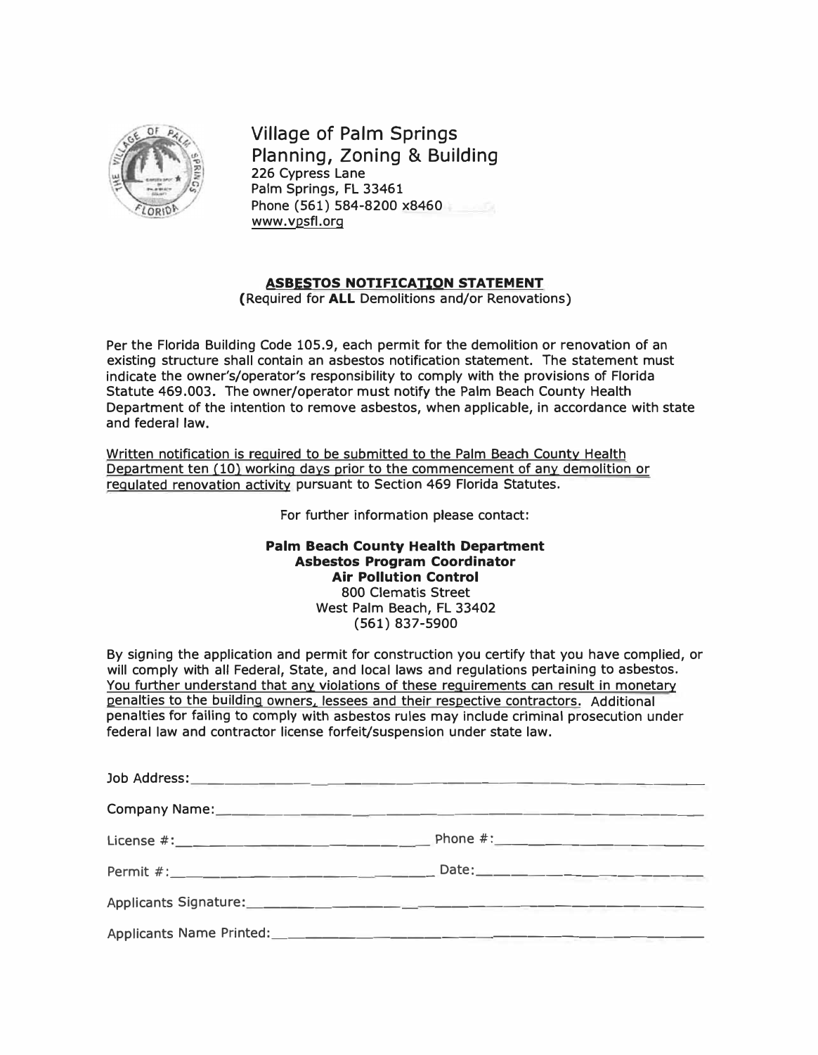# Village of Palm Springs
## Planning, Zoning & Building

226 Cypress Lane
Palm Springs, FL 33461
Phone (561) 584-8200 x8460
www.vpsfl.org

### ASBESTOS NOTIFICATION STATEMENT

(Required for **ALL** Demolitions and/or Renovations)

Per the Florida Building Code 105.9, each permit for the demolition or renovation of an existing structure shall contain an asbestos notification statement. The statement must indicate the owner's/operator's responsibility to comply with the provisions of Florida Statute 469.003. The owner/operator must notify the Palm Beach County Health Department of the intention to remove asbestos, when applicable, in accordance with state and federal law.

Written notification is required to be submitted to the Palm Beach County Health Department ten (10) working days prior to the commencement of any demolition or regulated renovation activity pursuant to Section 469 Florida Statutes.

For further information please contact:

**Palm Beach County Health Department**
**Asbestos Program Coordinator**
**Air Pollution Control**
800 Clematis Street
West Palm Beach, FL 33402
(561) 837-5900

By signing the application and permit for construction you certify that you have complied, or will comply with all Federal, State, and local laws and regulations pertaining to asbestos. You further understand that any violations of these requirements can result in monetary penalties to the building owners, lessees and their respective contractors. Additional penalties for failing to comply with asbestos rules may include criminal prosecution under federal law and contractor license forfeit/suspension under state law.

Job Address: ______________________________________________

Company Name: ______________________________________________

License #: ______________________ Phone #: ______________________

Permit #: ______________________ Date: ______________________

Applicants Signature: ______________________________________________

Applicants Name Printed: ______________________________________________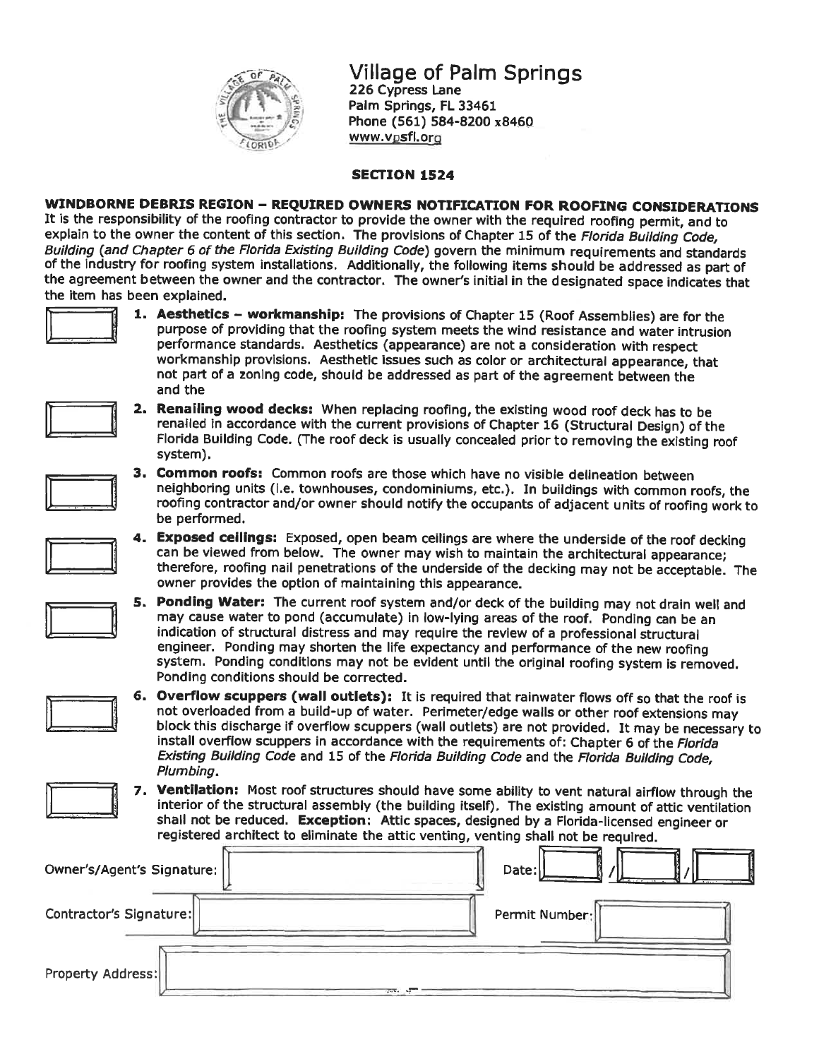# Village of Palm Springs

226 Cypress Lane
Palm Springs, FL 33461
Phone (561) 584-8200 x8460
www.vpsfl.org

## SECTION 1524

### WINDBORNE DEBRIS REGION – REQUIRED OWNERS NOTIFICATION FOR ROOFING CONSIDERATIONS

It is the responsibility of the roofing contractor to provide the owner with the required roofing permit, and to explain to the owner the content of this section. The provisions of Chapter 15 of the *Florida Building Code, Building (and Chapter 6 of the Florida Existing Building Code)* govern the minimum requirements and standards of the industry for roofing system installations. Additionally, the following items should be addressed as part of the agreement between the owner and the contractor. The owner's initial in the designated space indicates that the item has been explained.

1. **Aesthetics – workmanship:** The provisions of Chapter 15 (Roof Assemblies) are for the purpose of providing that the roofing system meets the wind resistance and water intrusion performance standards. Aesthetics (appearance) are not a consideration with respect workmanship provisions. Aesthetic issues such as color or architectural appearance, that not part of a zoning code, should be addressed as part of the agreement between the and the

2. **Renailing wood decks:** When replacing roofing, the existing wood roof deck has to be renailed in accordance with the current provisions of Chapter 16 (Structural Design) of the Florida Building Code. (The roof deck is usually concealed prior to removing the existing roof system).

3. **Common roofs:** Common roofs are those which have no visible delineation between neighboring units (i.e. townhouses, condominiums, etc.). In buildings with common roofs, the roofing contractor and/or owner should notify the occupants of adjacent units of roofing work to be performed.

4. **Exposed ceilings:** Exposed, open beam ceilings are where the underside of the roof decking can be viewed from below. The owner may wish to maintain the architectural appearance; therefore, roofing nail penetrations of the underside of the decking may not be acceptable. The owner provides the option of maintaining this appearance.

5. **Ponding Water:** The current roof system and/or deck of the building may not drain well and may cause water to pond (accumulate) in low-lying areas of the roof. Ponding can be an indication of structural distress and may require the review of a professional structural engineer. Ponding may shorten the life expectancy and performance of the new roofing system. Ponding conditions may not be evident until the original roofing system is removed. Ponding conditions should be corrected.

6. **Overflow scuppers (wall outlets):** It is required that rainwater flows off so that the roof is not overloaded from a build-up of water. Perimeter/edge walls or other roof extensions may block this discharge if overflow scuppers (wall outlets) are not provided. It may be necessary to install overflow scuppers in accordance with the requirements of: Chapter 6 of the *Florida Existing Building Code* and 15 of the *Florida Building Code* and the *Florida Building Code, Plumbing*.

7. **Ventilation:** Most roof structures should have some ability to vent natural airflow through the interior of the structural assembly (the building itself). The existing amount of attic ventilation shall not be reduced. **Exception**: Attic spaces, designed by a Florida-licensed engineer or registered architect to eliminate the attic venting, venting shall not be required.

Owner's/Agent's Signature: ______________________ Date: ____ / ____ / ____

Contractor's Signature: ______________________ Permit Number: ______________

Property Address: ______________________________________________